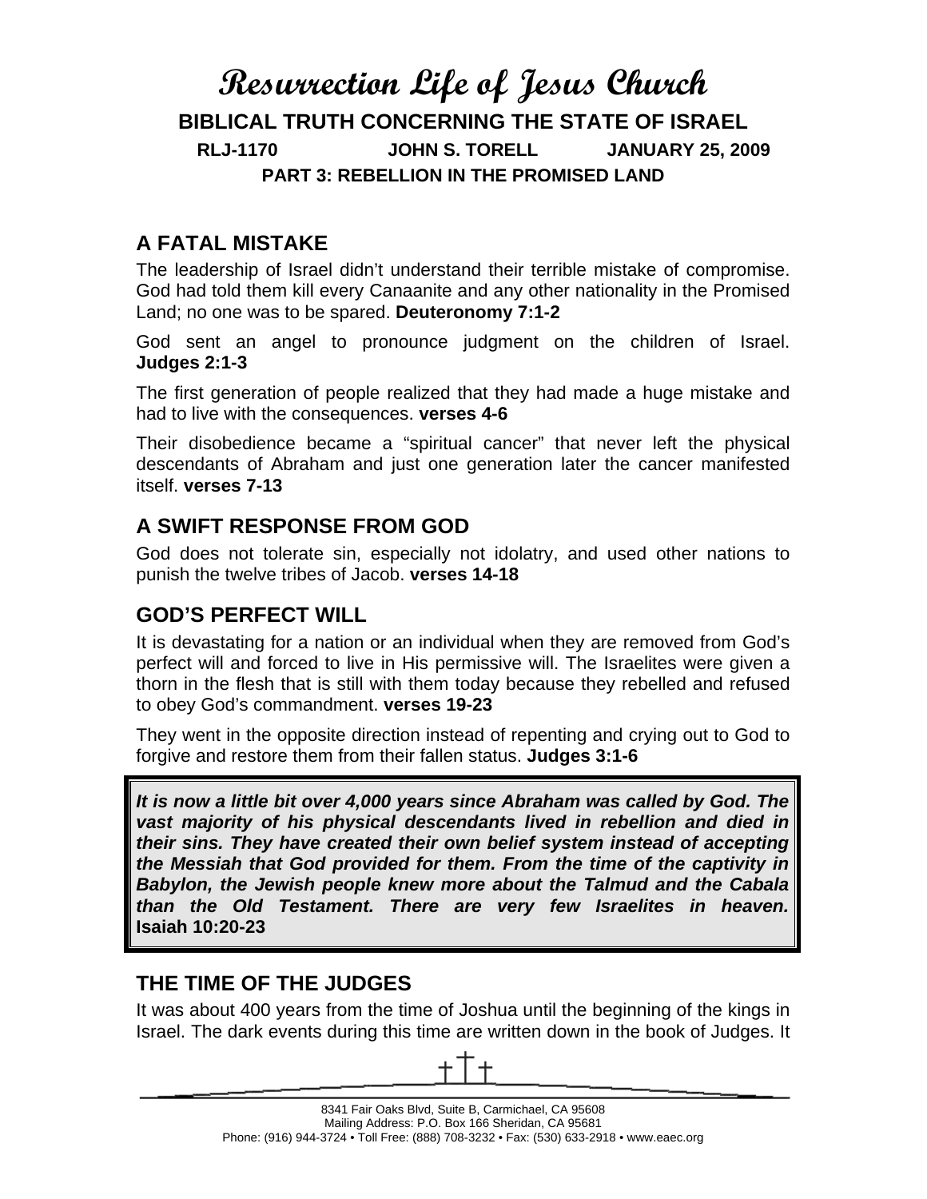# Resurrection Life of Jesus Church

## BIBLICAL TRUTH CONCERNING THE STATE OF ISRAEL

**RLJ-1170 JOHN S. TORELL JANUARY 25, 2009**

**PART 3: REBELLION IN THE PROMISED LAND**

## A FATAL MISTAKE

The leadership of Israel didn't understand their terrible mistake of compromise. God had told them kill every Canaanite and any other nationality in the Promised Land; no one was to be spared. **Deuteronomy 7:1-2**

God sent an angel to pronounce judgment on the children of Israel. **Judges 2:1-3**

The first generation of people realized that they had made a huge mistake and had to live with the consequences. **verses 4-6**

Their disobedience became a "spiritual cancer" that never left the physical descendants of Abraham and just one generation later the cancer manifested itself. **verses 7-13**

## A SWIFT RESPONSE FROM GOD

God does not tolerate sin, especially not idolatry, and used other nations to punish the twelve tribes of Jacob. **verses 14-18**

## GOD'S PERFECT WILL

It is devastating for a nation or an individual when they are removed from God's perfect will and forced to live in His permissive will. The Israelites were given a thorn in the flesh that is still with them today because they rebelled and refused to obey God's commandment. **verses 19-23**

They went in the opposite direction instead of repenting and crying out to God to forgive and restore them from their fallen status. **Judges 3:1-6**

> ***It is now a little bit over 4,000 years since Abraham was called by God. The vast majority of his physical descendants lived in rebellion and died in their sins. They have created their own belief system instead of accepting the Messiah that God provided for them. From the time of the captivity in Babylon, the Jewish people knew more about the Talmud and the Cabala than the Old Testament. There are very few Israelites in heaven.*** **Isaiah 10:20-23**

## THE TIME OF THE JUDGES

It was about 400 years from the time of Joshua until the beginning of the kings in Israel. The dark events during this time are written down in the book of Judges. It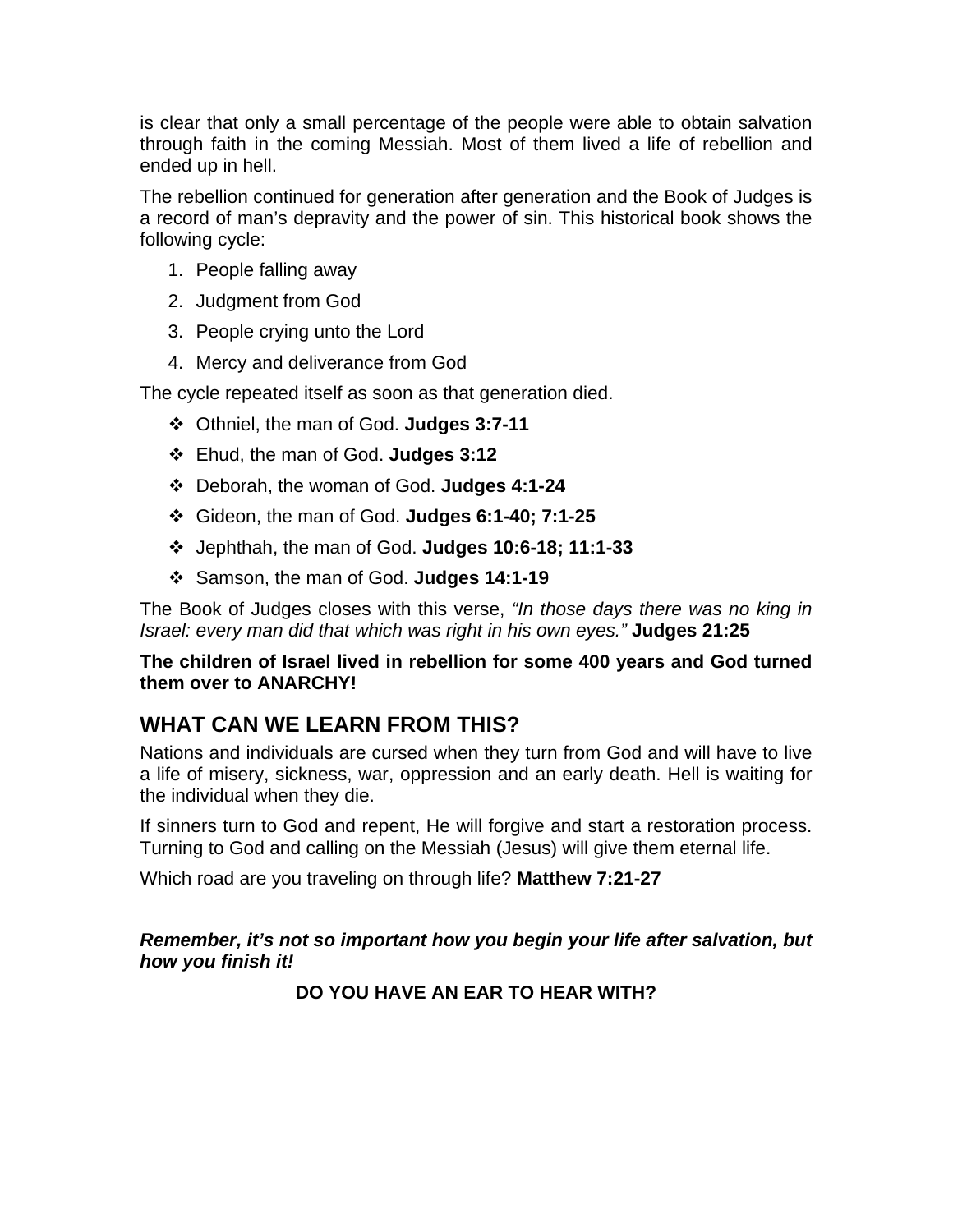is clear that only a small percentage of the people were able to obtain salvation through faith in the coming Messiah. Most of them lived a life of rebellion and ended up in hell.

The rebellion continued for generation after generation and the Book of Judges is a record of man's depravity and the power of sin. This historical book shows the following cycle:

1. People falling away
2. Judgment from God
3. People crying unto the Lord
4. Mercy and deliverance from God

The cycle repeated itself as soon as that generation died.

- Othniel, the man of God. **Judges 3:7-11**
- Ehud, the man of God. **Judges 3:12**
- Deborah, the woman of God. **Judges 4:1-24**
- Gideon, the man of God. **Judges 6:1-40; 7:1-25**
- Jephthah, the man of God. **Judges 10:6-18; 11:1-33**
- Samson, the man of God. **Judges 14:1-19**

The Book of Judges closes with this verse, *"In those days there was no king in Israel: every man did that which was right in his own eyes."* **Judges 21:25**

**The children of Israel lived in rebellion for some 400 years and God turned them over to ANARCHY!**

## WHAT CAN WE LEARN FROM THIS?

Nations and individuals are cursed when they turn from God and will have to live a life of misery, sickness, war, oppression and an early death. Hell is waiting for the individual when they die.

If sinners turn to God and repent, He will forgive and start a restoration process. Turning to God and calling on the Messiah (Jesus) will give them eternal life.

Which road are you traveling on through life? **Matthew 7:21-27**

***Remember, it's not so important how you begin your life after salvation, but how you finish it!***

**DO YOU HAVE AN EAR TO HEAR WITH?**